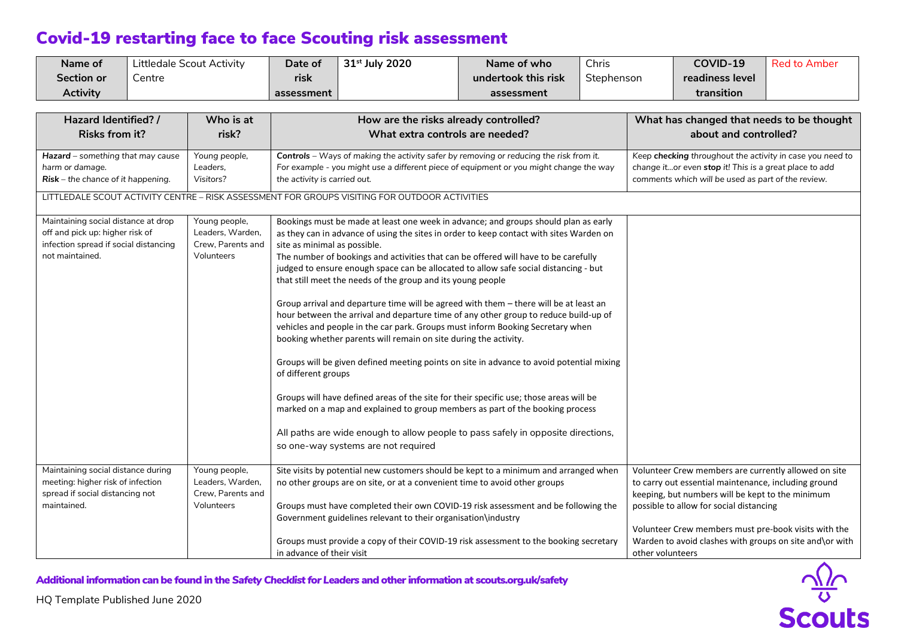# Covid-19 restarting face to face Scouting risk assessment

| Name of Section or Activity | Littledale Scout Activity Centre | Date of risk assessment | 31st July 2020 | Name of who undertook this risk assessment | Chris Stephenson | COVID-19 readiness level transition | Red to Amber |
|---|---|---|---|---|---|---|---|

| Hazard Identified? / Risks from it? | Who is at risk? | How are the risks already controlled? What extra controls are needed? | What has changed that needs to be thought about and controlled? |
|---|---|---|---|
| ***Hazard*** *– something that may cause harm or damage.* ***Risk*** *– the chance of it happening.* | *Young people, Leaders, Visitors?* | ***Controls*** *– Ways of making the activity safer by removing or reducing the risk from it. For example - you might use a different piece of equipment or you might change the way the activity is carried out.* | *Keep **checking** throughout the activity in case you need to change it…or even **stop** it! This is a great place to add comments which will be used as part of the review.* |
| LITTLEDALE SCOUT ACTIVITY CENTRE – RISK ASSESSMENT FOR GROUPS VISITING FOR OUTDOOR ACTIVITIES | | | |
| Maintaining social distance at drop off and pick up: higher risk of infection spread if social distancing not maintained. | Young people, Leaders, Warden, Crew, Parents and Volunteers | Bookings must be made at least one week in advance; and groups should plan as early as they can in advance of using the sites in order to keep contact with sites Warden on site as minimal as possible.<br>The number of bookings and activities that can be offered will have to be carefully judged to ensure enough space can be allocated to allow safe social distancing - but that still meet the needs of the group and its young people<br><br>Group arrival and departure time will be agreed with them – there will be at least an hour between the arrival and departure time of any other group to reduce build-up of vehicles and people in the car park. Groups must inform Booking Secretary when booking whether parents will remain on site during the activity.<br><br>Groups will be given defined meeting points on site in advance to avoid potential mixing of different groups<br><br>Groups will have defined areas of the site for their specific use; those areas will be marked on a map and explained to group members as part of the booking process<br><br>All paths are wide enough to allow people to pass safely in opposite directions, so one-way systems are not required | |
| Maintaining social distance during meeting: higher risk of infection spread if social distancing not maintained. | Young people, Leaders, Warden, Crew, Parents and Volunteers | Site visits by potential new customers should be kept to a minimum and arranged when no other groups are on site, or at a convenient time to avoid other groups<br><br>Groups must have completed their own COVID-19 risk assessment and be following the Government guidelines relevant to their organisation\industry<br><br>Groups must provide a copy of their COVID-19 risk assessment to the booking secretary in advance of their visit | Volunteer Crew members are currently allowed on site to carry out essential maintenance, including ground keeping, but numbers will be kept to the minimum possible to allow for social distancing<br><br>Volunteer Crew members must pre-book visits with the Warden to avoid clashes with groups on site and\or with other volunteers |

**Additional information can be found in the Safety Checklist for Leaders and other information at scouts.org.uk/safety**

HQ Template Published June 2020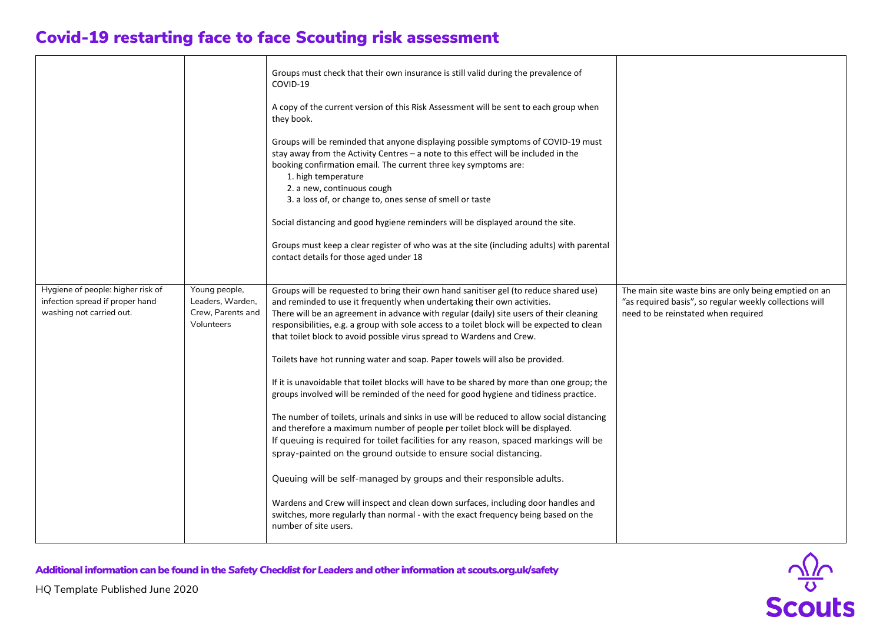# Covid-19 restarting face to face Scouting risk assessment

| | | | |
|---|---|---|---|
| | | Groups must check that their own insurance is still valid during the prevalence of COVID-19<br><br>A copy of the current version of this Risk Assessment will be sent to each group when they book.<br><br>Groups will be reminded that anyone displaying possible symptoms of COVID-19 must stay away from the Activity Centres – a note to this effect will be included in the booking confirmation email. The current three key symptoms are:<br>1. high temperature<br>2. a new, continuous cough<br>3. a loss of, or change to, ones sense of smell or taste<br><br>Social distancing and good hygiene reminders will be displayed around the site.<br><br>Groups must keep a clear register of who was at the site (including adults) with parental contact details for those aged under 18 | |
| Hygiene of people: higher risk of infection spread if proper hand washing not carried out. | Young people, Leaders, Warden, Crew, Parents and Volunteers | Groups will be requested to bring their own hand sanitiser gel (to reduce shared use) and reminded to use it frequently when undertaking their own activities.<br>There will be an agreement in advance with regular (daily) site users of their cleaning responsibilities, e.g. a group with sole access to a toilet block will be expected to clean that toilet block to avoid possible virus spread to Wardens and Crew.<br><br>Toilets have hot running water and soap. Paper towels will also be provided.<br><br>If it is unavoidable that toilet blocks will have to be shared by more than one group; the groups involved will be reminded of the need for good hygiene and tidiness practice.<br><br>The number of toilets, urinals and sinks in use will be reduced to allow social distancing and therefore a maximum number of people per toilet block will be displayed.<br>If queuing is required for toilet facilities for any reason, spaced markings will be spray-painted on the ground outside to ensure social distancing.<br><br>Queuing will be self-managed by groups and their responsible adults.<br><br>Wardens and Crew will inspect and clean down surfaces, including door handles and switches, more regularly than normal - with the exact frequency being based on the number of site users. | The main site waste bins are only being emptied on an "as required basis", so regular weekly collections will need to be reinstated when required |

**Additional information can be found in the Safety Checklist for Leaders and other information at scouts.org.uk/safety**

HQ Template Published June 2020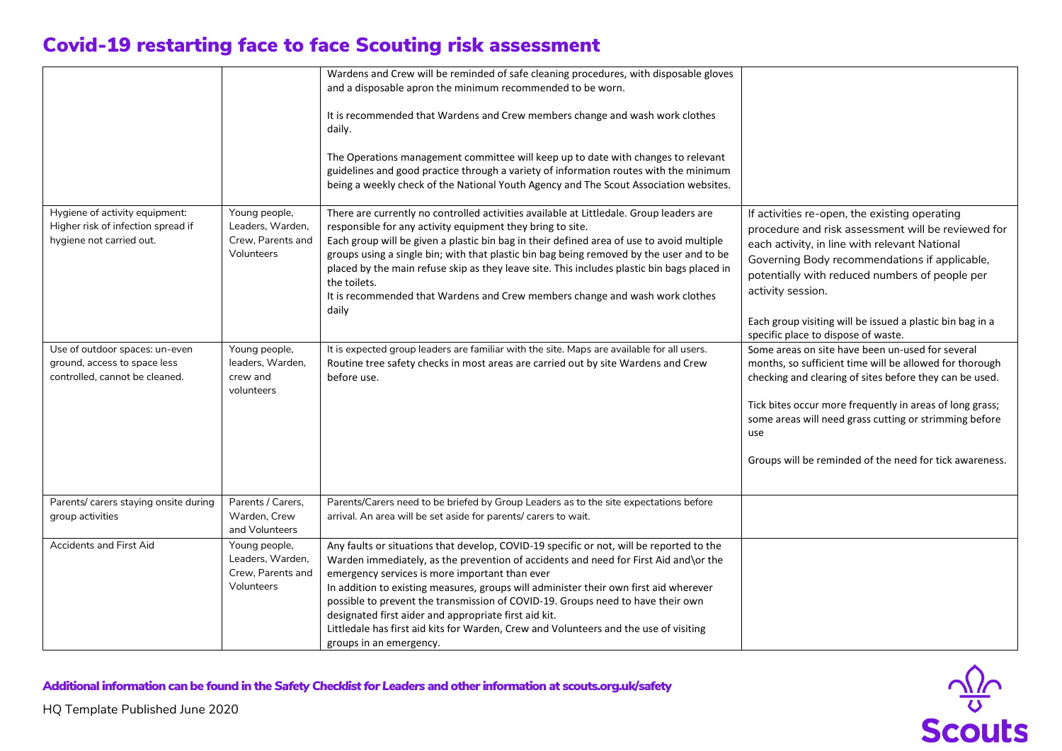# Covid-19 restarting face to face Scouting risk assessment

| | | | |
|---|---|---|---|
| | | Wardens and Crew will be reminded of safe cleaning procedures, with disposable gloves and a disposable apron the minimum recommended to be worn.<br><br>It is recommended that Wardens and Crew members change and wash work clothes daily.<br><br>The Operations management committee will keep up to date with changes to relevant guidelines and good practice through a variety of information routes with the minimum being a weekly check of the National Youth Agency and The Scout Association websites. | |
| Hygiene of activity equipment: Higher risk of infection spread if hygiene not carried out. | Young people, Leaders, Warden, Crew, Parents and Volunteers | There are currently no controlled activities available at Littledale. Group leaders are responsible for any activity equipment they bring to site.<br>Each group will be given a plastic bin bag in their defined area of use to avoid multiple groups using a single bin; with that plastic bin bag being removed by the user and to be placed by the main refuse skip as they leave site. This includes plastic bin bags placed in the toilets.<br>It is recommended that Wardens and Crew members change and wash work clothes daily | If activities re-open, the existing operating procedure and risk assessment will be reviewed for each activity, in line with relevant National Governing Body recommendations if applicable, potentially with reduced numbers of people per activity session.<br><br>Each group visiting will be issued a plastic bin bag in a specific place to dispose of waste. |
| Use of outdoor spaces: un-even ground, access to space less controlled, cannot be cleaned. | Young people, leaders, Warden, crew and volunteers | It is expected group leaders are familiar with the site. Maps are available for all users. Routine tree safety checks in most areas are carried out by site Wardens and Crew before use. | Some areas on site have been un-used for several months, so sufficient time will be allowed for thorough checking and clearing of sites before they can be used.<br><br>Tick bites occur more frequently in areas of long grass; some areas will need grass cutting or strimming before use<br><br>Groups will be reminded of the need for tick awareness. |
| Parents/ carers staying onsite during group activities | Parents / Carers, Warden, Crew and Volunteers | Parents/Carers need to be briefed by Group Leaders as to the site expectations before arrival. An area will be set aside for parents/ carers to wait. | |
| Accidents and First Aid | Young people, Leaders, Warden, Crew, Parents and Volunteers | Any faults or situations that develop, COVID-19 specific or not, will be reported to the Warden immediately, as the prevention of accidents and need for First Aid and\or the emergency services is more important than ever<br>In addition to existing measures, groups will administer their own first aid wherever possible to prevent the transmission of COVID-19. Groups need to have their own designated first aider and appropriate first aid kit.<br>Littledale has first aid kits for Warden, Crew and Volunteers and the use of visiting groups in an emergency. | |

**Additional information can be found in the Safety Checklist for Leaders and other information at scouts.org.uk/safety**

HQ Template Published June 2020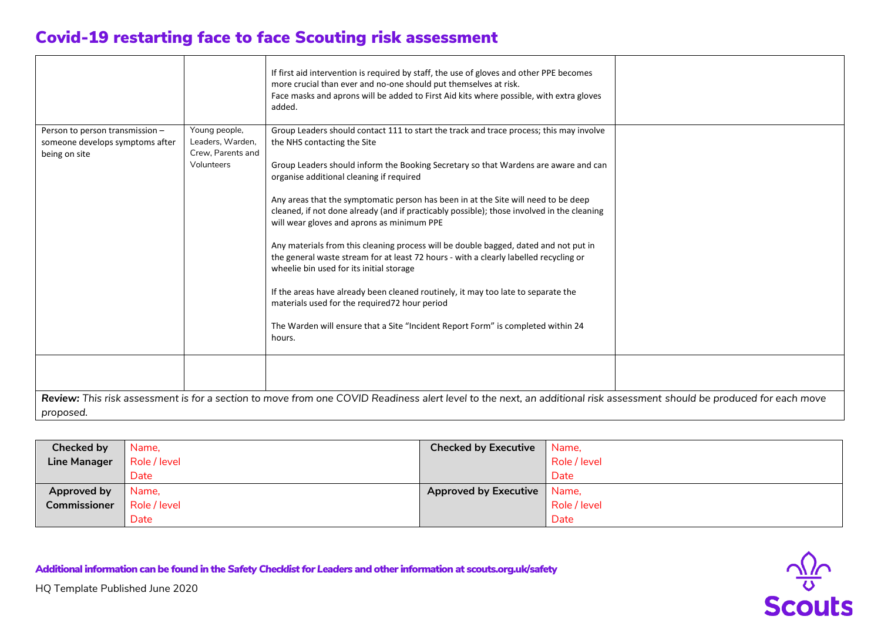# Covid-19 restarting face to face Scouting risk assessment

| | | | |
|---|---|---|---|
| | | If first aid intervention is required by staff, the use of gloves and other PPE becomes more crucial than ever and no-one should put themselves at risk.<br>Face masks and aprons will be added to First Aid kits where possible, with extra gloves added. | |
| Person to person transmission – someone develops symptoms after being on site | Young people, Leaders, Warden, Crew, Parents and Volunteers | Group Leaders should contact 111 to start the track and trace process; this may involve the NHS contacting the Site<br><br>Group Leaders should inform the Booking Secretary so that Wardens are aware and can organise additional cleaning if required<br><br>Any areas that the symptomatic person has been in at the Site will need to be deep cleaned, if not done already (and if practicably possible); those involved in the cleaning will wear gloves and aprons as minimum PPE<br><br>Any materials from this cleaning process will be double bagged, dated and not put in the general waste stream for at least 72 hours - with a clearly labelled recycling or wheelie bin used for its initial storage<br><br>If the areas have already been cleaned routinely, it may too late to separate the materials used for the required72 hour period<br><br>The Warden will ensure that a Site "Incident Report Form" is completed within 24 hours. | |
| | | | |

***Review:*** *This risk assessment is for a section to move from one COVID Readiness alert level to the next, an additional risk assessment should be produced for each move proposed.*

| | | | |
|---|---|---|---|
| **Checked by Line Manager** | Name,<br>Role / level<br>Date | **Checked by Executive** | Name,<br>Role / level<br>Date |
| **Approved by Commissioner** | Name,<br>Role / level<br>Date | **Approved by Executive** | Name,<br>Role / level<br>Date |

**Additional information can be found in the Safety Checklist for Leaders and other information at scouts.org.uk/safety**

HQ Template Published June 2020

Scouts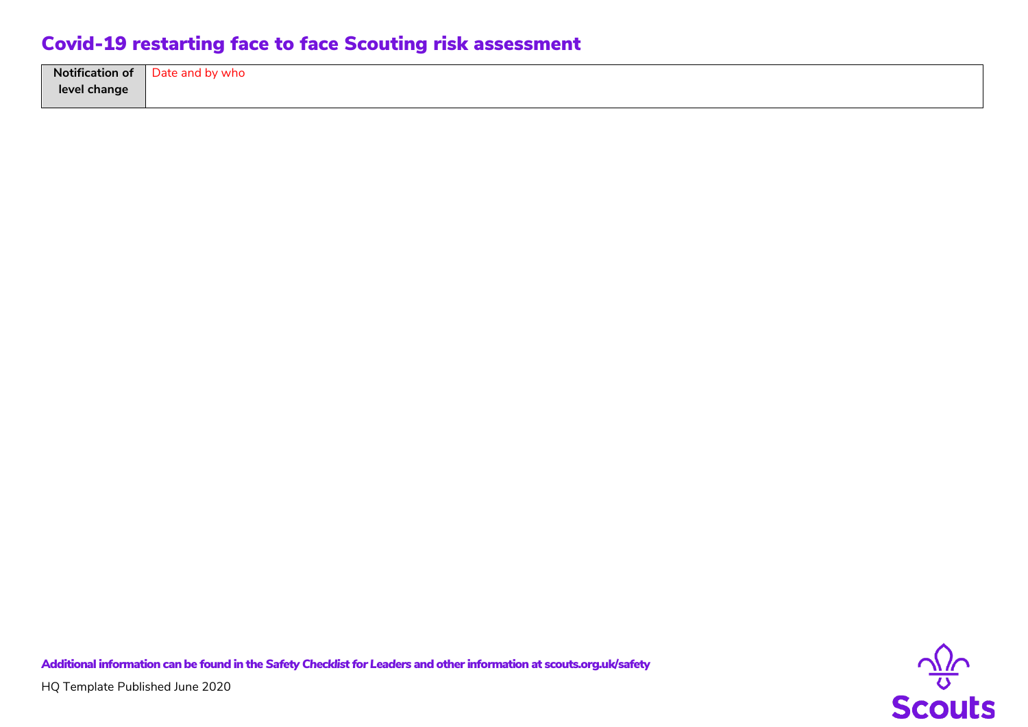## Covid-19 restarting face to face Scouting risk assessment

| | |
|---|---|
| **Notification of level change** | Date and by who |

**Additional information can be found in the Safety Checklist for Leaders and other information at scouts.org.uk/safety**

HQ Template Published June 2020